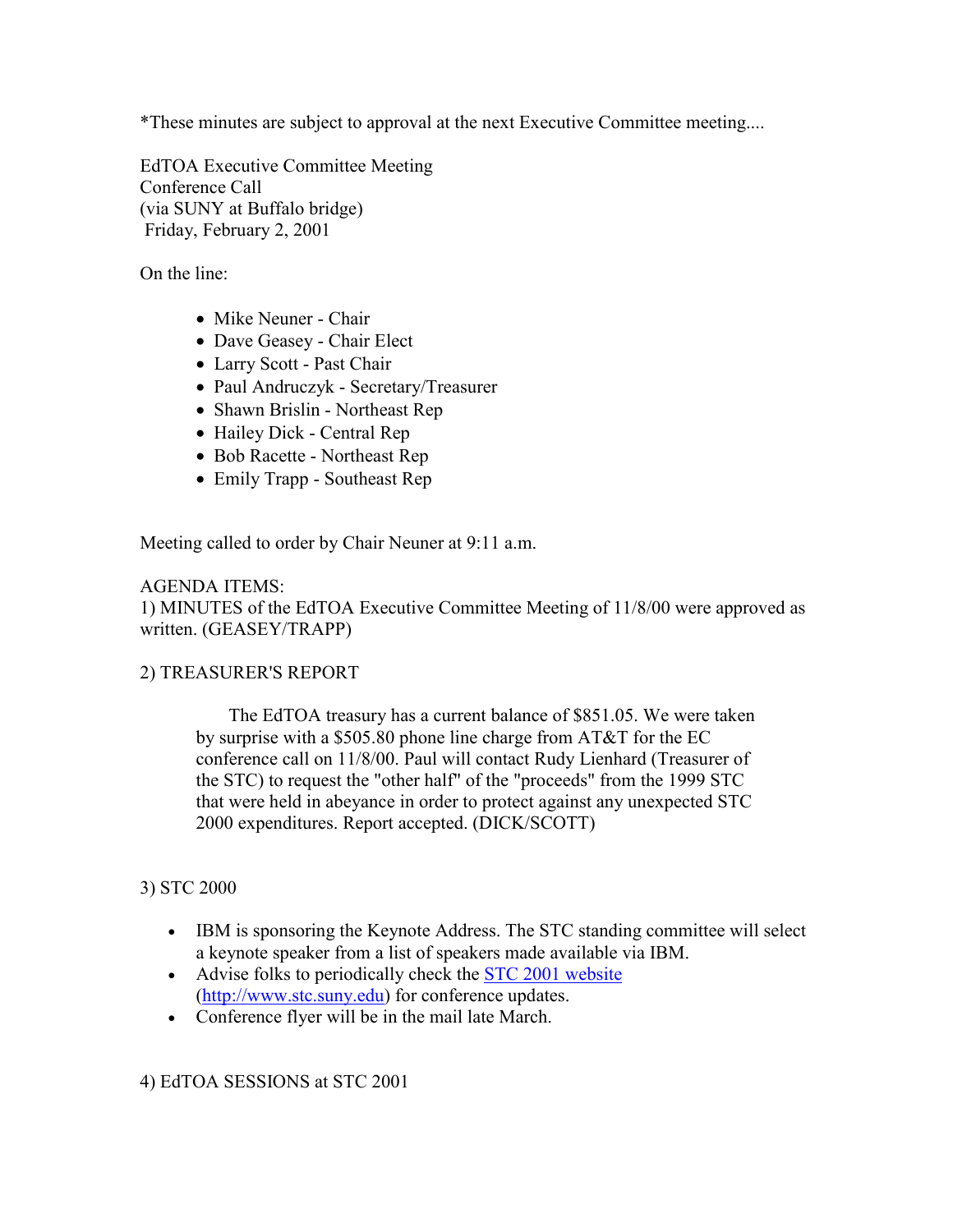*These minutes are subject to approval at the next Executive Committee meeting....

EdTOA Executive Committee Meeting
Conference Call
(via SUNY at Buffalo bridge)
Friday, February 2, 2001

On the line:

- Mike Neuner - Chair
- Dave Geasey - Chair Elect
- Larry Scott - Past Chair
- Paul Andruczyk - Secretary/Treasurer
- Shawn Brislin - Northeast Rep
- Hailey Dick - Central Rep
- Bob Racette - Northeast Rep
- Emily Trapp - Southeast Rep

Meeting called to order by Chair Neuner at 9:11 a.m.

AGENDA ITEMS:
1) MINUTES of the EdTOA Executive Committee Meeting of 11/8/00 were approved as written. (GEASEY/TRAPP)

2) TREASURER'S REPORT

> The EdTOA treasury has a current balance of $851.05. We were taken by surprise with a $505.80 phone line charge from AT&T for the EC conference call on 11/8/00. Paul will contact Rudy Lienhard (Treasurer of the STC) to request the "other half" of the "proceeds" from the 1999 STC that were held in abeyance in order to protect against any unexpected STC 2000 expenditures. Report accepted. (DICK/SCOTT)

3) STC 2000

- IBM is sponsoring the Keynote Address. The STC standing committee will select a keynote speaker from a list of speakers made available via IBM.
- Advise folks to periodically check the [STC 2001 website](http://www.stc.suny.edu) (http://www.stc.suny.edu) for conference updates.
- Conference flyer will be in the mail late March.

4) EdTOA SESSIONS at STC 2001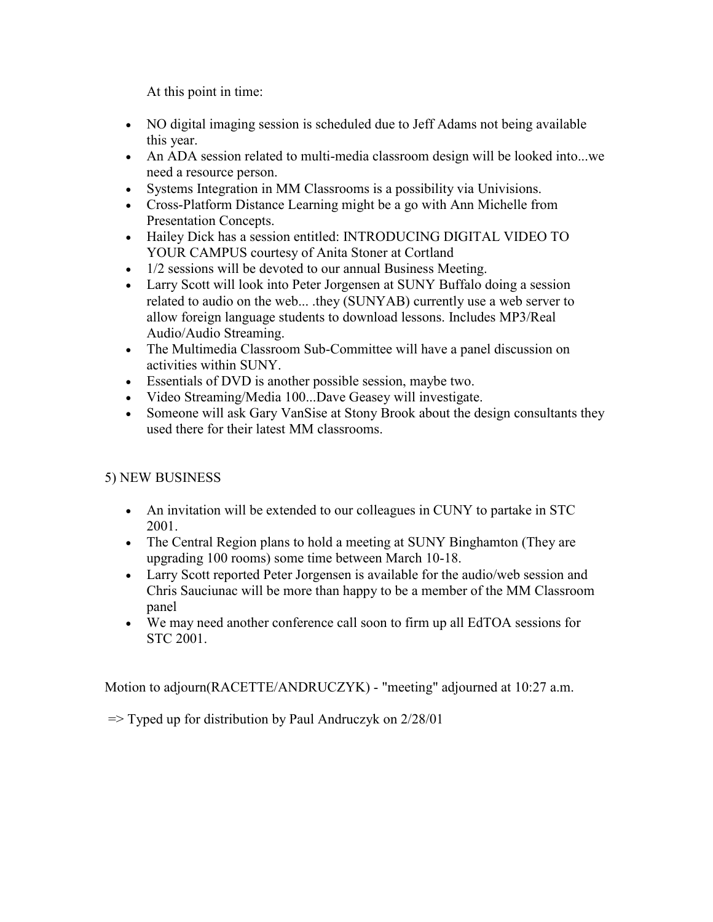At this point in time:

- NO digital imaging session is scheduled due to Jeff Adams not being available this year.
- An ADA session related to multi-media classroom design will be looked into...we need a resource person.
- Systems Integration in MM Classrooms is a possibility via Univisions.
- Cross-Platform Distance Learning might be a go with Ann Michelle from Presentation Concepts.
- Hailey Dick has a session entitled: INTRODUCING DIGITAL VIDEO TO YOUR CAMPUS courtesy of Anita Stoner at Cortland
- 1/2 sessions will be devoted to our annual Business Meeting.
- Larry Scott will look into Peter Jorgensen at SUNY Buffalo doing a session related to audio on the web... .they (SUNYAB) currently use a web server to allow foreign language students to download lessons. Includes MP3/Real Audio/Audio Streaming.
- The Multimedia Classroom Sub-Committee will have a panel discussion on activities within SUNY.
- Essentials of DVD is another possible session, maybe two.
- Video Streaming/Media 100...Dave Geasey will investigate.
- Someone will ask Gary VanSise at Stony Brook about the design consultants they used there for their latest MM classrooms.

5) NEW BUSINESS

- An invitation will be extended to our colleagues in CUNY to partake in STC 2001.
- The Central Region plans to hold a meeting at SUNY Binghamton (They are upgrading 100 rooms) some time between March 10-18.
- Larry Scott reported Peter Jorgensen is available for the audio/web session and Chris Sauciunac will be more than happy to be a member of the MM Classroom panel
- We may need another conference call soon to firm up all EdTOA sessions for STC 2001.

Motion to adjourn(RACETTE/ANDRUCZYK) - "meeting" adjourned at 10:27 a.m.

=> Typed up for distribution by Paul Andruczyk on 2/28/01